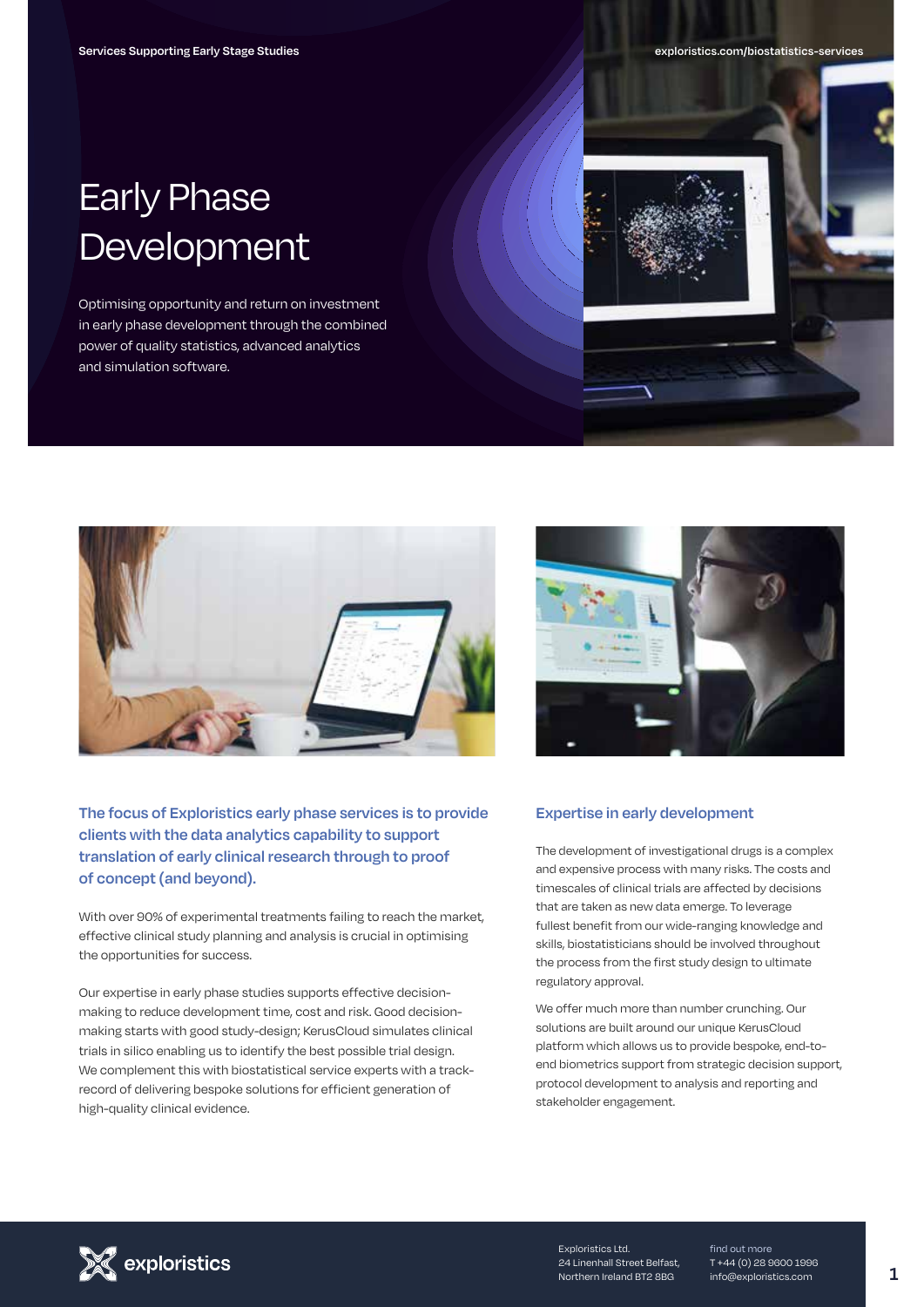Services Supporting Early Stage Studies

exploristics.com/biostatistics-services

# Early Phase Development

Optimising opportunity and return on investment in early phase development through the combined power of quality statistics, advanced analytics and simulation software.

**The focus of Exploristics early phase services is to provide clients with the data analytics capability to support translation of early clinical research through to proof of concept (and beyond).**

With over 90% of experimental treatments failing to reach the market, effective clinical study planning and analysis is crucial in optimising the opportunities for success.

Our expertise in early phase studies supports effective decision-making to reduce development time, cost and risk. Good decision-making starts with good study-design; KerusCloud simulates clinical trials in silico enabling us to identify the best possible trial design. We complement this with biostatistical service experts with a track-record of delivering bespoke solutions for efficient generation of high-quality clinical evidence.

## Expertise in early development

The development of investigational drugs is a complex and expensive process with many risks. The costs and timescales of clinical trials are affected by decisions that are taken as new data emerge. To leverage fullest benefit from our wide-ranging knowledge and skills, biostatisticians should be involved throughout the process from the first study design to ultimate regulatory approval.

We offer much more than number crunching. Our solutions are built around our unique KerusCloud platform which allows us to provide bespoke, end-to-end biometrics support from strategic decision support, protocol development to analysis and reporting and stakeholder engagement.

exploristics

Exploristics Ltd.
24 Linenhall Street Belfast,
Northern Ireland BT2 8BG

find out more
T +44 (0) 28 9600 1996
info@exploristics.com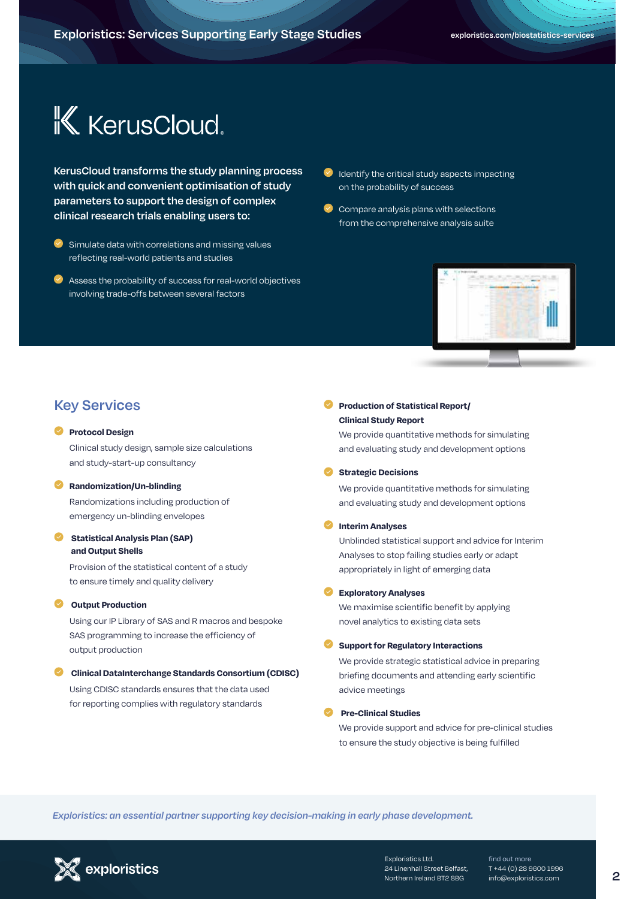# KerusCloud

**KerusCloud transforms the study planning process with quick and convenient optimisation of study parameters to support the design of complex clinical research trials enabling users to:**

- Simulate data with correlations and missing values reflecting real-world patients and studies
- Assess the probability of success for real-world objectives involving trade-offs between several factors
- Identify the critical study aspects impacting on the probability of success
- Compare analysis plans with selections from the comprehensive analysis suite

## Key Services

- **Protocol Design**
  Clinical study design, sample size calculations and study-start-up consultancy
- **Randomization/Un-blinding**
  Randomizations including production of emergency un-blinding envelopes
- **Statistical Analysis Plan (SAP) and Output Shells**
  Provision of the statistical content of a study to ensure timely and quality delivery
- **Output Production**
  Using our IP Library of SAS and R macros and bespoke SAS programming to increase the efficiency of output production
- **Clinical DataInterchange Standards Consortium (CDISC)**
  Using CDISC standards ensures that the data used for reporting complies with regulatory standards
- **Production of Statistical Report/ Clinical Study Report**
  We provide quantitative methods for simulating and evaluating study and development options
- **Strategic Decisions**
  We provide quantitative methods for simulating and evaluating study and development options
- **Interim Analyses**
  Unblinded statistical support and advice for Interim Analyses to stop failing studies early or adapt appropriately in light of emerging data
- **Exploratory Analyses**
  We maximise scientific benefit by applying novel analytics to existing data sets
- **Support for Regulatory Interactions**
  We provide strategic statistical advice in preparing briefing documents and attending early scientific advice meetings
- **Pre-Clinical Studies**
  We provide support and advice for pre-clinical studies to ensure the study objective is being fulfilled

*Exploristics: an essential partner supporting key decision-making in early phase development.*

exploristics

Exploristics Ltd.
24 Linenhall Street Belfast,
Northern Ireland BT2 8BG

find out more
T +44 (0) 28 9600 1996
info@exploristics.com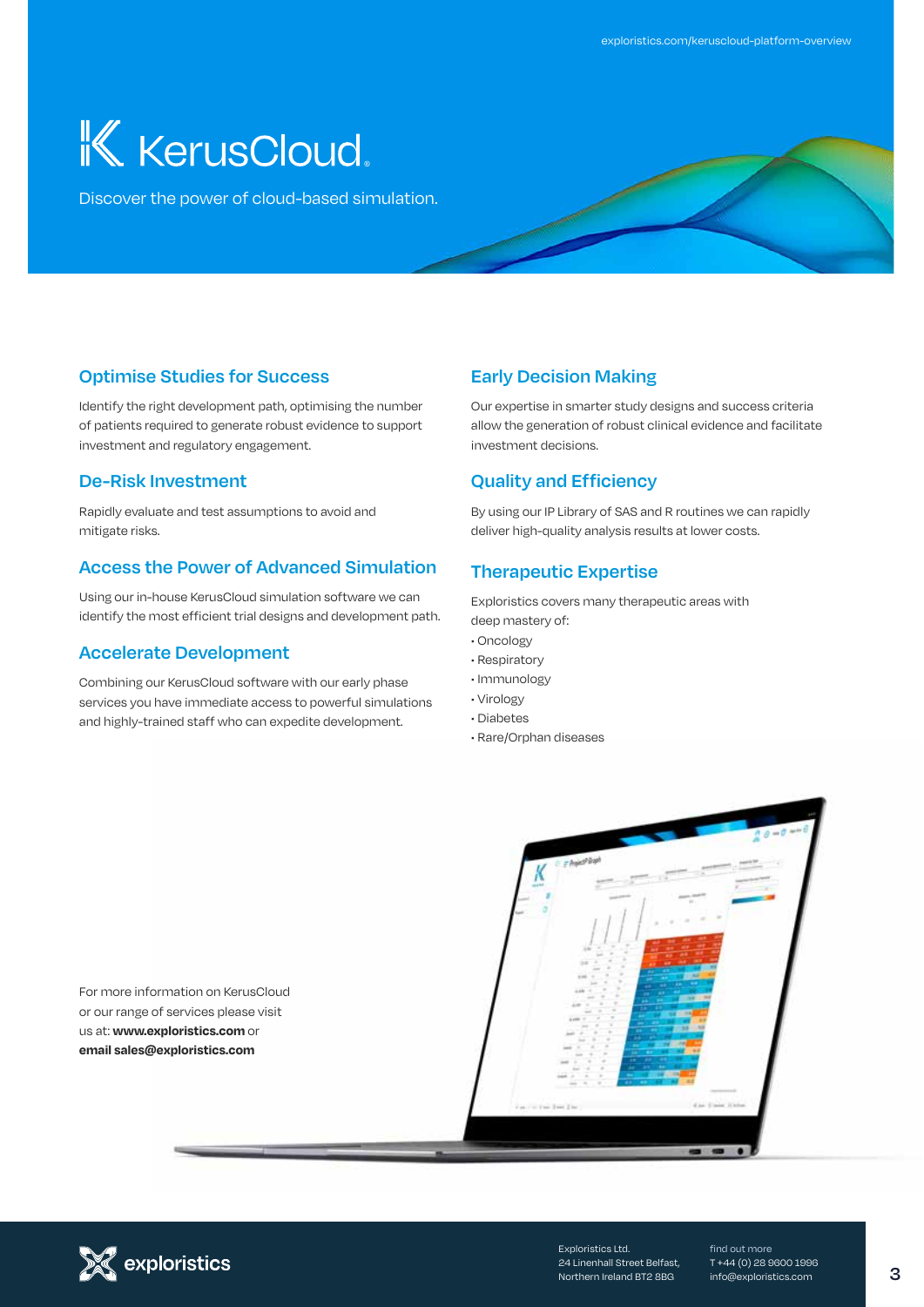exploristics.com/keruscloud-platform-overview

# KerusCloud

Discover the power of cloud-based simulation.

## Optimise Studies for Success

Identify the right development path, optimising the number of patients required to generate robust evidence to support investment and regulatory engagement.

## De-Risk Investment

Rapidly evaluate and test assumptions to avoid and mitigate risks.

## Access the Power of Advanced Simulation

Using our in-house KerusCloud simulation software we can identify the most efficient trial designs and development path.

## Accelerate Development

Combining our KerusCloud software with our early phase services you have immediate access to powerful simulations and highly-trained staff who can expedite development.

## Early Decision Making

Our expertise in smarter study designs and success criteria allow the generation of robust clinical evidence and facilitate investment decisions.

## Quality and Efficiency

By using our IP Library of SAS and R routines we can rapidly deliver high-quality analysis results at lower costs.

## Therapeutic Expertise

Exploristics covers many therapeutic areas with deep mastery of:

- Oncology
- Respiratory
- Immunology
- Virology
- Diabetes
- Rare/Orphan diseases

For more information on KerusCloud or our range of services please visit us at: **www.exploristics.com** or **email sales@exploristics.com**

exploristics

Exploristics Ltd.
24 Linenhall Street Belfast,
Northern Ireland BT2 8BG

find out more
T +44 (0) 28 9600 1996
info@exploristics.com